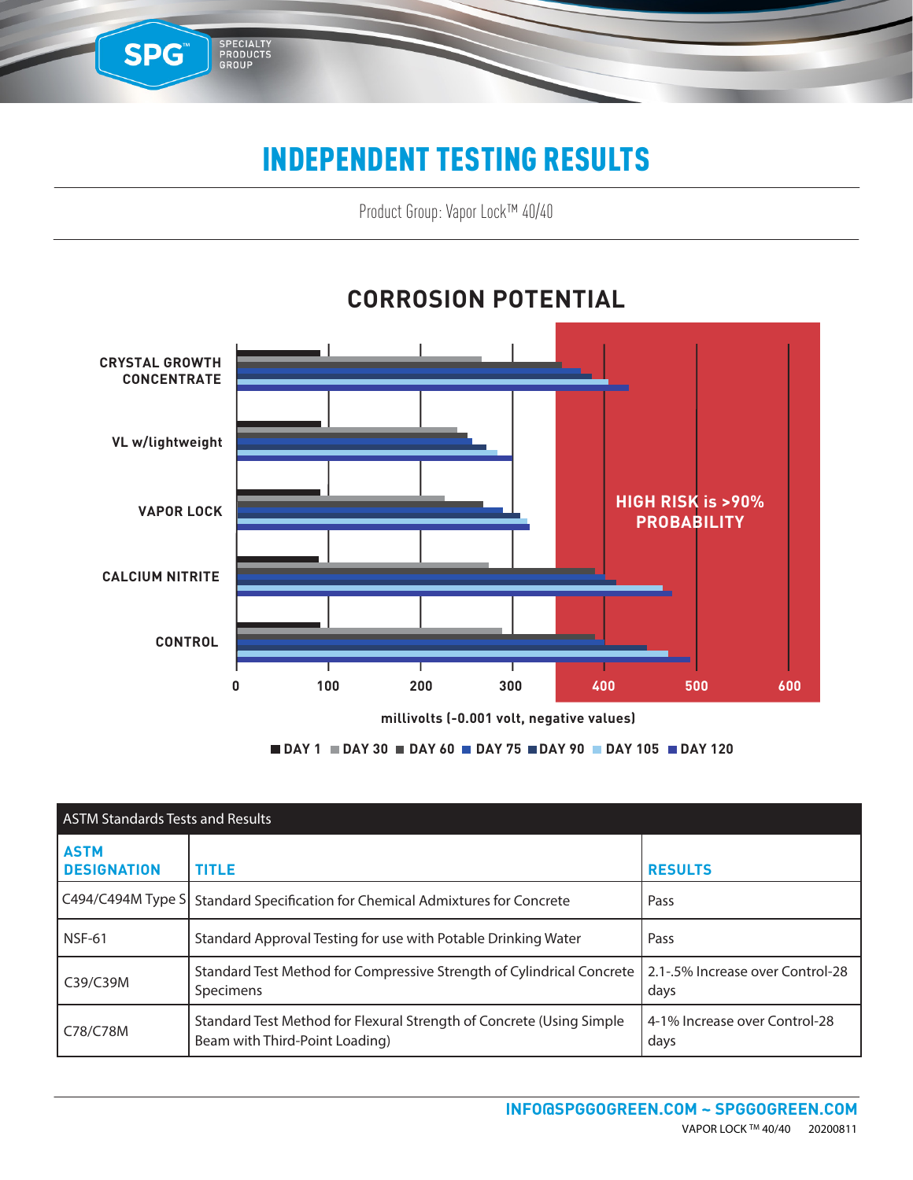# INDEPENDENT TESTING RESULTS

Product Group: Vapor Lock™ 40/40

## CORROSION POTENTIAL

CRYSTAL GROWTH CONCENTRATE

VL w/lightweight

VAPOR LOCK

CALCIUM NITRITE

CONTROL

0 100 200 300 400 500 600

HIGH RISK is >90% PROBABILITY

millivolts (-0.001 volt, negative values)

DAY 1 DAY 30 DAY 60 DAY 75 DAY 90 DAY 105 DAY 120

| ASTM Standards Tests and Results | | |
|---|---|---|
| **ASTM DESIGNATION** | **TITLE** | **RESULTS** |
| C494/C494M Type S | Standard Specification for Chemical Admixtures for Concrete | Pass |
| NSF-61 | Standard Approval Testing for use with Potable Drinking Water | Pass |
| C39/C39M | Standard Test Method for Compressive Strength of Cylindrical Concrete Specimens | 2.1-.5% Increase over Control-28 days |
| C78/C78M | Standard Test Method for Flexural Strength of Concrete (Using Simple Beam with Third-Point Loading) | 4-1% Increase over Control-28 days |

**INFO@SPGGOGREEN.COM ~ SPGGOGREEN.COM**

VAPOR LOCK ™ 40/40 20200811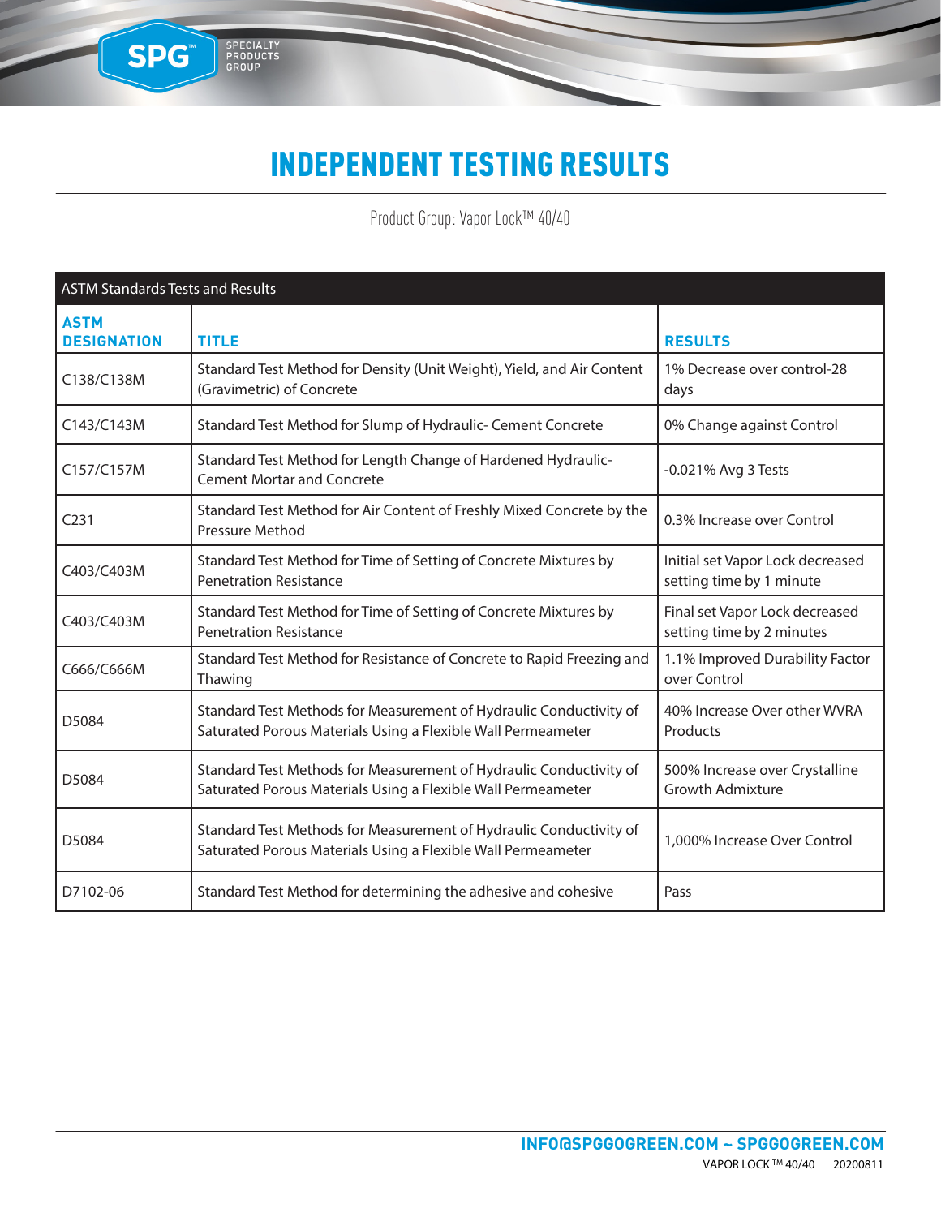# INDEPENDENT TESTING RESULTS

Product Group: Vapor Lock™ 40/40

| ASTM Standards Tests and Results | | |
|---|---|---|
| **ASTM DESIGNATION** | **TITLE** | **RESULTS** |
| C138/C138M | Standard Test Method for Density (Unit Weight), Yield, and Air Content (Gravimetric) of Concrete | 1% Decrease over control-28 days |
| C143/C143M | Standard Test Method for Slump of Hydraulic- Cement Concrete | 0% Change against Control |
| C157/C157M | Standard Test Method for Length Change of Hardened Hydraulic-Cement Mortar and Concrete | -0.021% Avg 3 Tests |
| C231 | Standard Test Method for Air Content of Freshly Mixed Concrete by the Pressure Method | 0.3% Increase over Control |
| C403/C403M | Standard Test Method for Time of Setting of Concrete Mixtures by Penetration Resistance | Initial set Vapor Lock decreased setting time by 1 minute |
| C403/C403M | Standard Test Method for Time of Setting of Concrete Mixtures by Penetration Resistance | Final set Vapor Lock decreased setting time by 2 minutes |
| C666/C666M | Standard Test Method for Resistance of Concrete to Rapid Freezing and Thawing | 1.1% Improved Durability Factor over Control |
| D5084 | Standard Test Methods for Measurement of Hydraulic Conductivity of Saturated Porous Materials Using a Flexible Wall Permeameter | 40% Increase Over other WVRA Products |
| D5084 | Standard Test Methods for Measurement of Hydraulic Conductivity of Saturated Porous Materials Using a Flexible Wall Permeameter | 500% Increase over Crystalline Growth Admixture |
| D5084 | Standard Test Methods for Measurement of Hydraulic Conductivity of Saturated Porous Materials Using a Flexible Wall Permeameter | 1,000% Increase Over Control |
| D7102-06 | Standard Test Method for determining the adhesive and cohesive | Pass |

**INFO@SPGGOGREEN.COM ~ SPGGOGREEN.COM**

VAPOR LOCK ™ 40/40 20200811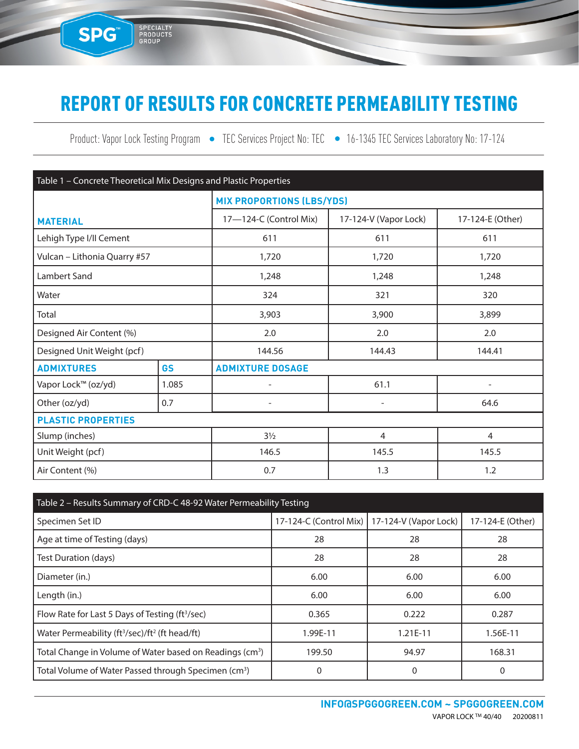# REPORT OF RESULTS FOR CONCRETE PERMEABILITY TESTING

Product: Vapor Lock Testing Program • TEC Services Project No: TEC • 16-1345 TEC Services Laboratory No: 17-124

| Table 1 – Concrete Theoretical Mix Designs and Plastic Properties | | | | |
|---|---|---|---|---|
| | | **MIX PROPORTIONS (LBS/YDS)** | | |
| **MATERIAL** | | 17—124-C (Control Mix) | 17-124-V (Vapor Lock) | 17-124-E (Other) |
| Lehigh Type I/II Cement | | 611 | 611 | 611 |
| Vulcan – Lithonia Quarry #57 | | 1,720 | 1,720 | 1,720 |
| Lambert Sand | | 1,248 | 1,248 | 1,248 |
| Water | | 324 | 321 | 320 |
| Total | | 3,903 | 3,900 | 3,899 |
| Designed Air Content (%) | | 2.0 | 2.0 | 2.0 |
| Designed Unit Weight (pcf) | | 144.56 | 144.43 | 144.41 |
| **ADMIXTURES** | **GS** | **ADMIXTURE DOSAGE** | | |
| Vapor Lock™ (oz/yd) | 1.085 | - | 61.1 | - |
| Other (oz/yd) | 0.7 | - | - | 64.6 |
| **PLASTIC PROPERTIES** | | | | |
| Slump (inches) | | 3½ | 4 | 4 |
| Unit Weight (pcf) | | 146.5 | 145.5 | 145.5 |
| Air Content (%) | | 0.7 | 1.3 | 1.2 |

| Table 2 – Results Summary of CRD-C 48-92 Water Permeability Testing | | | |
|---|---|---|---|
| Specimen Set ID | 17-124-C (Control Mix) | 17-124-V (Vapor Lock) | 17-124-E (Other) |
| Age at time of Testing (days) | 28 | 28 | 28 |
| Test Duration (days) | 28 | 28 | 28 |
| Diameter (in.) | 6.00 | 6.00 | 6.00 |
| Length (in.) | 6.00 | 6.00 | 6.00 |
| Flow Rate for Last 5 Days of Testing ($ft^3$/sec) | 0.365 | 0.222 | 0.287 |
| Water Permeability ($ft^3$/sec)/$ft^2$ (ft head/ft) | 1.99E-11 | 1.21E-11 | 1.56E-11 |
| Total Change in Volume of Water based on Readings ($cm^3$) | 199.50 | 94.97 | 168.31 |
| Total Volume of Water Passed through Specimen ($cm^3$) | 0 | 0 | 0 |

**INFO@SPGGOGREEN.COM ~ SPGGOGREEN.COM**

VAPOR LOCK ™ 40/40 20200811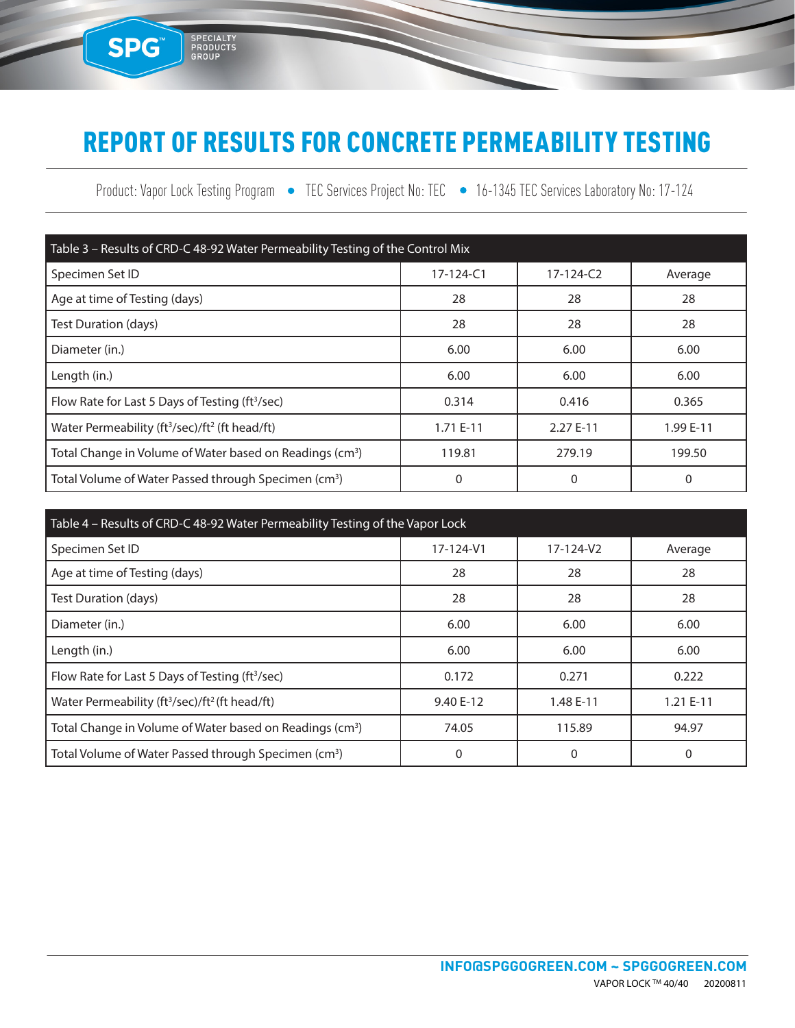# REPORT OF RESULTS FOR CONCRETE PERMEABILITY TESTING

Product: Vapor Lock Testing Program • TEC Services Project No: TEC • 16-1345 TEC Services Laboratory No: 17-124

| Table 3 – Results of CRD-C 48-92 Water Permeability Testing of the Control Mix | | | |
|---|---|---|---|
| Specimen Set ID | 17-124-C1 | 17-124-C2 | Average |
| Age at time of Testing (days) | 28 | 28 | 28 |
| Test Duration (days) | 28 | 28 | 28 |
| Diameter (in.) | 6.00 | 6.00 | 6.00 |
| Length (in.) | 6.00 | 6.00 | 6.00 |
| Flow Rate for Last 5 Days of Testing ($ft^3$/sec) | 0.314 | 0.416 | 0.365 |
| Water Permeability ($ft^3$/sec)/$ft^2$ (ft head/ft) | 1.71 E-11 | 2.27 E-11 | 1.99 E-11 |
| Total Change in Volume of Water based on Readings ($cm^3$) | 119.81 | 279.19 | 199.50 |
| Total Volume of Water Passed through Specimen ($cm^3$) | 0 | 0 | 0 |

| Table 4 – Results of CRD-C 48-92 Water Permeability Testing of the Vapor Lock | | | |
|---|---|---|---|
| Specimen Set ID | 17-124-V1 | 17-124-V2 | Average |
| Age at time of Testing (days) | 28 | 28 | 28 |
| Test Duration (days) | 28 | 28 | 28 |
| Diameter (in.) | 6.00 | 6.00 | 6.00 |
| Length (in.) | 6.00 | 6.00 | 6.00 |
| Flow Rate for Last 5 Days of Testing ($ft^3$/sec) | 0.172 | 0.271 | 0.222 |
| Water Permeability ($ft^3$/sec)/$ft^2$ (ft head/ft) | 9.40 E-12 | 1.48 E-11 | 1.21 E-11 |
| Total Change in Volume of Water based on Readings ($cm^3$) | 74.05 | 115.89 | 94.97 |
| Total Volume of Water Passed through Specimen ($cm^3$) | 0 | 0 | 0 |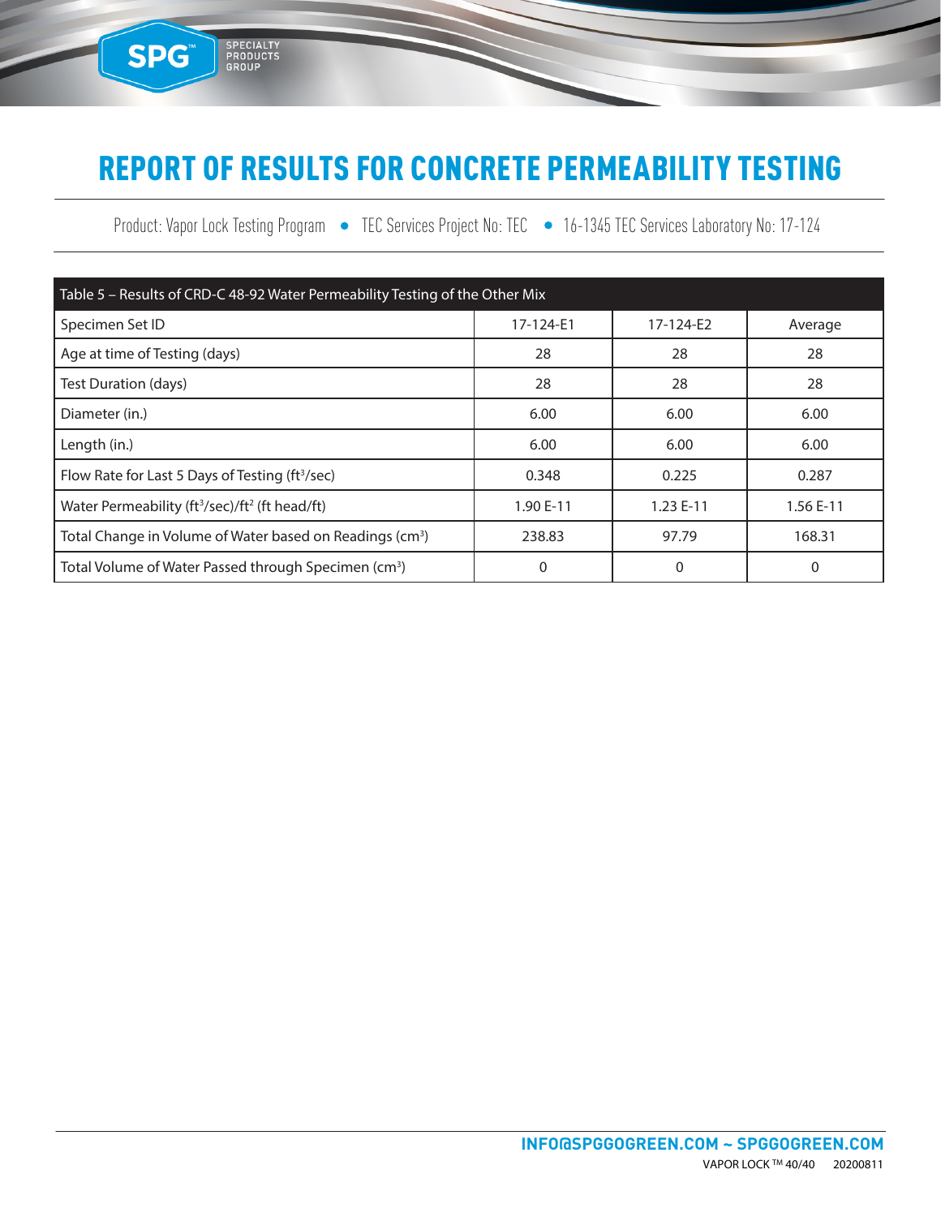# REPORT OF RESULTS FOR CONCRETE PERMEABILITY TESTING

Product: Vapor Lock Testing Program • TEC Services Project No: TEC • 16-1345 TEC Services Laboratory No: 17-124

| Table 5 – Results of CRD-C 48-92 Water Permeability Testing of the Other Mix | | | |
|---|---|---|---|
| Specimen Set ID | 17-124-E1 | 17-124-E2 | Average |
| Age at time of Testing (days) | 28 | 28 | 28 |
| Test Duration (days) | 28 | 28 | 28 |
| Diameter (in.) | 6.00 | 6.00 | 6.00 |
| Length (in.) | 6.00 | 6.00 | 6.00 |
| Flow Rate for Last 5 Days of Testing ($ft^3$/sec) | 0.348 | 0.225 | 0.287 |
| Water Permeability ($ft^3$/sec)/$ft^2$ (ft head/ft) | 1.90 E-11 | 1.23 E-11 | 1.56 E-11 |
| Total Change in Volume of Water based on Readings ($cm^3$) | 238.83 | 97.79 | 168.31 |
| Total Volume of Water Passed through Specimen ($cm^3$) | 0 | 0 | 0 |

INFO@SPGGOGREEN.COM ~ SPGGOGREEN.COM

VAPOR LOCK ™ 40/40 20200811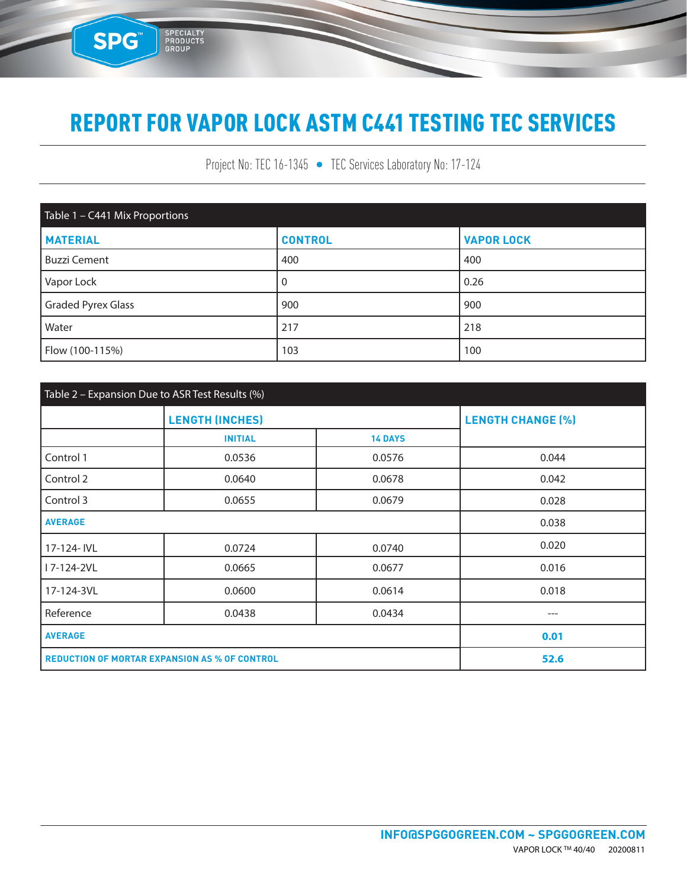# REPORT FOR VAPOR LOCK ASTM C441 TESTING TEC SERVICES

Project No: TEC 16-1345 • TEC Services Laboratory No: 17-124

| Table 1 – C441 Mix Proportions | | |
|---|---|---|
| **MATERIAL** | **CONTROL** | **VAPOR LOCK** |
| Buzzi Cement | 400 | 400 |
| Vapor Lock | 0 | 0.26 |
| Graded Pyrex Glass | 900 | 900 |
| Water | 217 | 218 |
| Flow (100-115%) | 103 | 100 |

| Table 2 – Expansion Due to ASR Test Results (%) | | | |
|---|---|---|---|
| | **LENGTH (INCHES)** | | **LENGTH CHANGE (%)** |
| | **INITIAL** | **14 DAYS** | |
| Control 1 | 0.0536 | 0.0576 | 0.044 |
| Control 2 | 0.0640 | 0.0678 | 0.042 |
| Control 3 | 0.0655 | 0.0679 | 0.028 |
| **AVERAGE** | | | 0.038 |
| 17-124- IVL | 0.0724 | 0.0740 | 0.020 |
| I 7-124-2VL | 0.0665 | 0.0677 | 0.016 |
| 17-124-3VL | 0.0600 | 0.0614 | 0.018 |
| Reference | 0.0438 | 0.0434 | --- |
| **AVERAGE** | | | **0.01** |
| **REDUCTION OF MORTAR EXPANSION AS % OF CONTROL** | | | **52.6** |

**INFO@SPGGOGREEN.COM ~ SPGGOGREEN.COM**

VAPOR LOCK ™ 40/40 20200811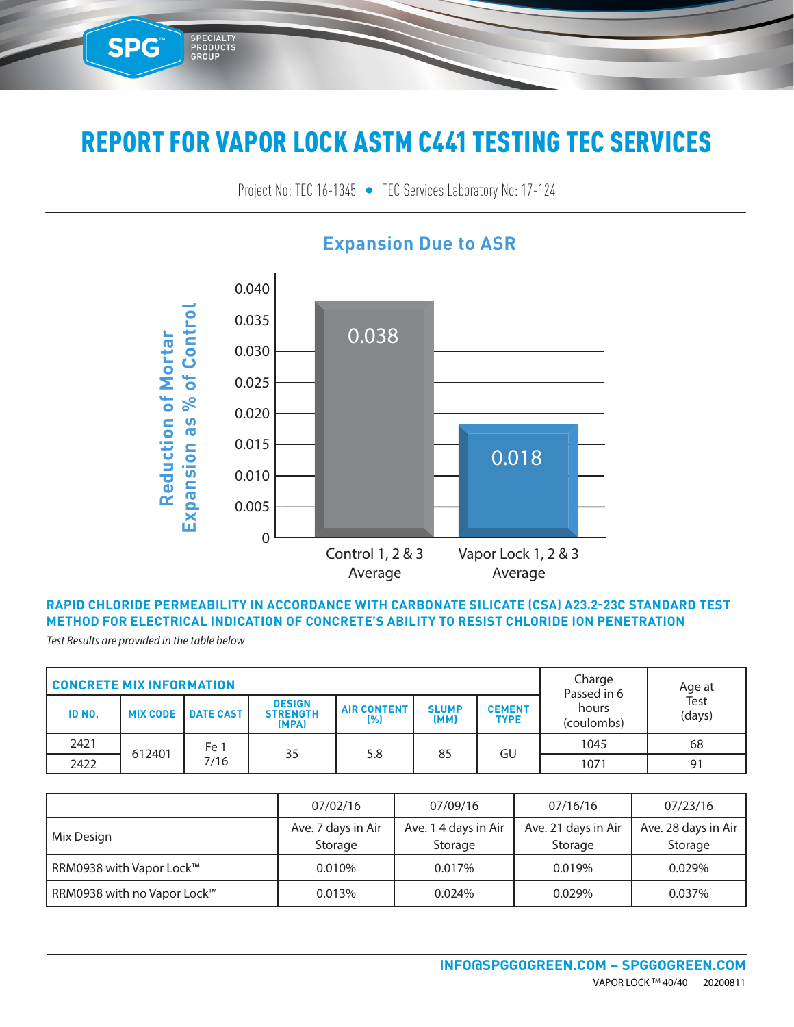# REPORT FOR VAPOR LOCK ASTM C441 TESTING TEC SERVICES

Project No: TEC 16-1345 • TEC Services Laboratory No: 17-124

## Expansion Due to ASR

Reduction of Mortar Expansion as % of Control

| | Value |
|---|---|
| Control 1, 2 & 3 Average | 0.038 |
| Vapor Lock 1, 2 & 3 Average | 0.018 |

### RAPID CHLORIDE PERMEABILITY IN ACCORDANCE WITH CARBONATE SILICATE (CSA) A23.2-23C STANDARD TEST METHOD FOR ELECTRICAL INDICATION OF CONCRETE'S ABILITY TO RESIST CHLORIDE ION PENETRATION

*Test Results are provided in the table below*

| CONCRETE MIX INFORMATION | | | | | | | Charge Passed in 6 hours (coulombs) | Age at Test (days) |
|---|---|---|---|---|---|---|---|---|
| ID NO. | MIX CODE | DATE CAST | DESIGN STRENGTH (MPA) | AIR CONTENT (%) | SLUMP (MM) | CEMENT TYPE | | |
| 2421 | 612401 | Fe 1 7/16 | 35 | 5.8 | 85 | GU | 1045 | 68 |
| 2422 | | | | | | | 1071 | 91 |

| | 07/02/16 | 07/09/16 | 07/16/16 | 07/23/16 |
|---|---|---|---|---|
| Mix Design | Ave. 7 days in Air Storage | Ave. 1 4 days in Air Storage | Ave. 21 days in Air Storage | Ave. 28 days in Air Storage |
| RRM0938 with Vapor Lock™ | 0.010% | 0.017% | 0.019% | 0.029% |
| RRM0938 with no Vapor Lock™ | 0.013% | 0.024% | 0.029% | 0.037% |

INFO@SPGGOGREEN.COM ~ SPGGOGREEN.COM

VAPOR LOCK ™ 40/40 20200811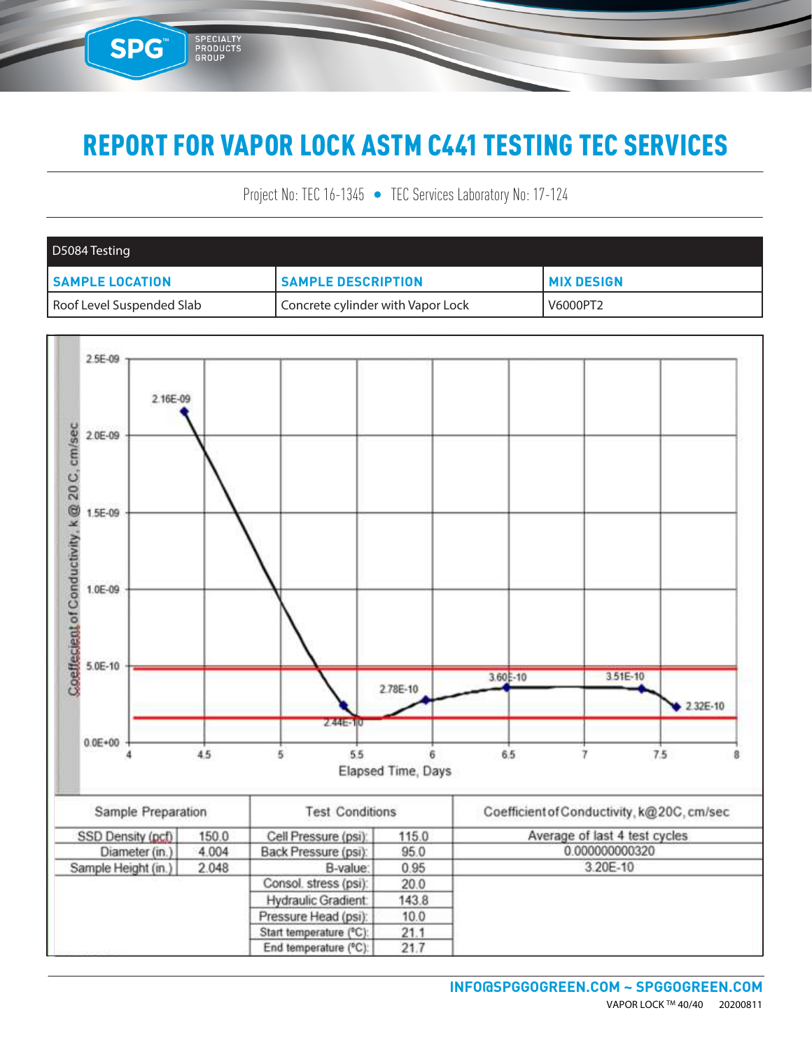# REPORT FOR VAPOR LOCK ASTM C441 TESTING TEC SERVICES

Project No: TEC 16-1345 • TEC Services Laboratory No: 17-124

| D5084 Testing | | |
|---|---|---|
| **SAMPLE LOCATION** | **SAMPLE DESCRIPTION** | **MIX DESIGN** |
| Roof Level Suspended Slab | Concrete cylinder with Vapor Lock | V6000PT2 |

Coeffecient of Conductivity, k @ 20 C, cm/sec

2.5E-09, 2.0E-09, 1.5E-09, 1.0E-09, 5.0E-10, 0.0E+00

2.16E-09, 2.44E-10, 2.78E-10, 3.60E-10, 3.51E-10, 2.32E-10

4, 4.5, 5, 5.5, 6, 6.5, 7, 7.5, 8

Elapsed Time, Days

| Sample Preparation | | Test Conditions | | Coefficient of Conductivity, k@20C, cm/sec |
|---|---|---|---|---|
| SSD Density (pcf) | 150.0 | Cell Pressure (psi): | 115.0 | Average of last 4 test cycles |
| Diameter (in.) | 4.004 | Back Pressure (psi): | 95.0 | 0.000000000320 |
| Sample Height (in.) | 2.048 | B-value: | 0.95 | 3.20E-10 |
| | | Consol. stress (psi): | 20.0 | |
| | | Hydraulic Gradient: | 143.8 | |
| | | Pressure Head (psi): | 10.0 | |
| | | Start temperature (°C): | 21.1 | |
| | | End temperature (°C): | 21.7 | |

**INFO@SPGGOGREEN.COM ~ SPGGOGREEN.COM**

VAPOR LOCK ™ 40/40 20200811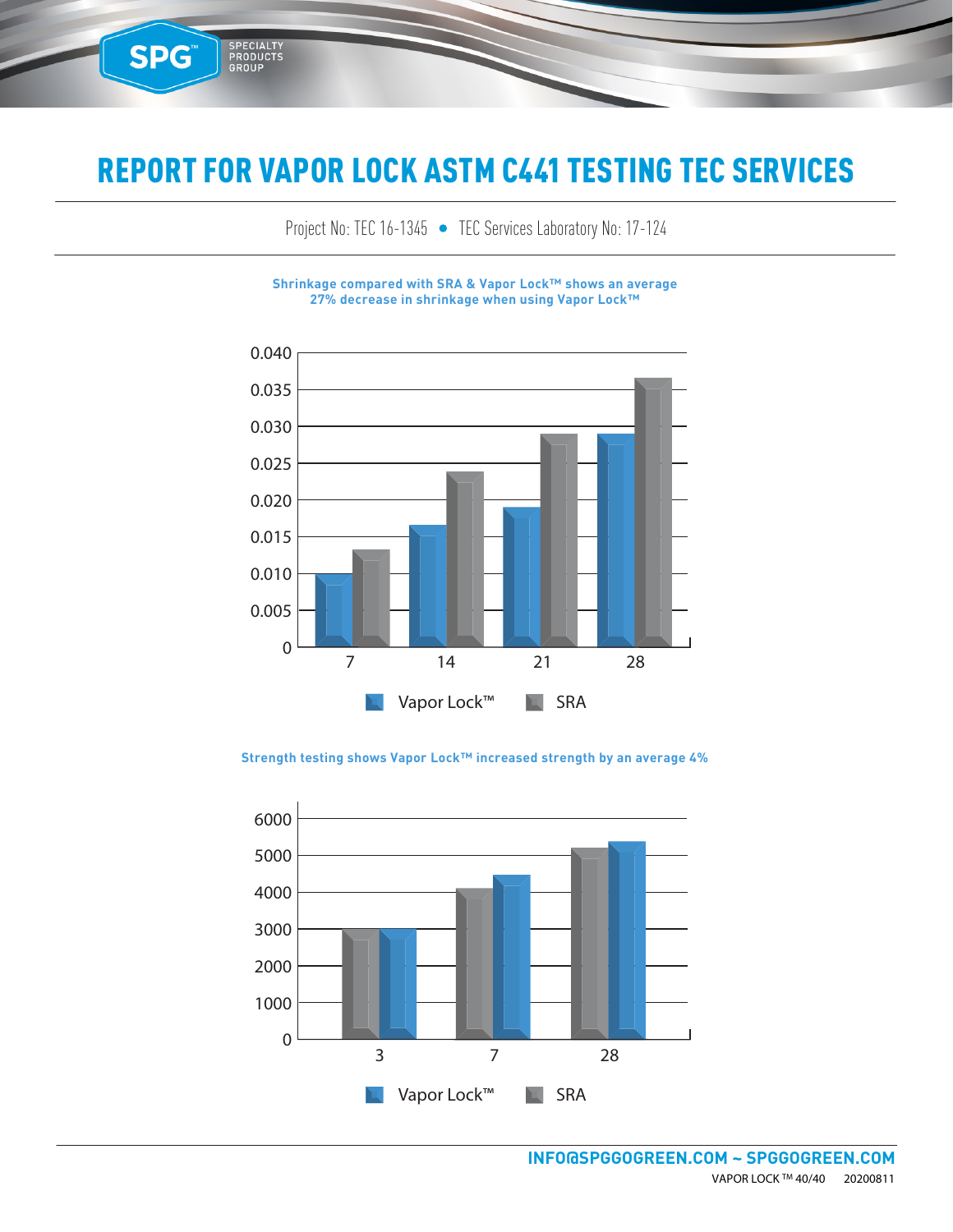# REPORT FOR VAPOR LOCK ASTM C441 TESTING TEC SERVICES

Project No: TEC 16-1345 • TEC Services Laboratory No: 17-124

**Shrinkage compared with SRA & Vapor Lock™ shows an average 27% decrease in shrinkage when using Vapor Lock™**

0.040
0.035
0.030
0.025
0.020
0.015
0.010
0.005
0

7 14 21 28

Vapor Lock™ SRA

**Strength testing shows Vapor Lock™ increased strength by an average 4%**

6000
5000
4000
3000
2000
1000
0

3 7 28

Vapor Lock™ SRA

**INFO@SPGGOGREEN.COM ~ SPGGOGREEN.COM**

VAPOR LOCK ™ 40/40 20200811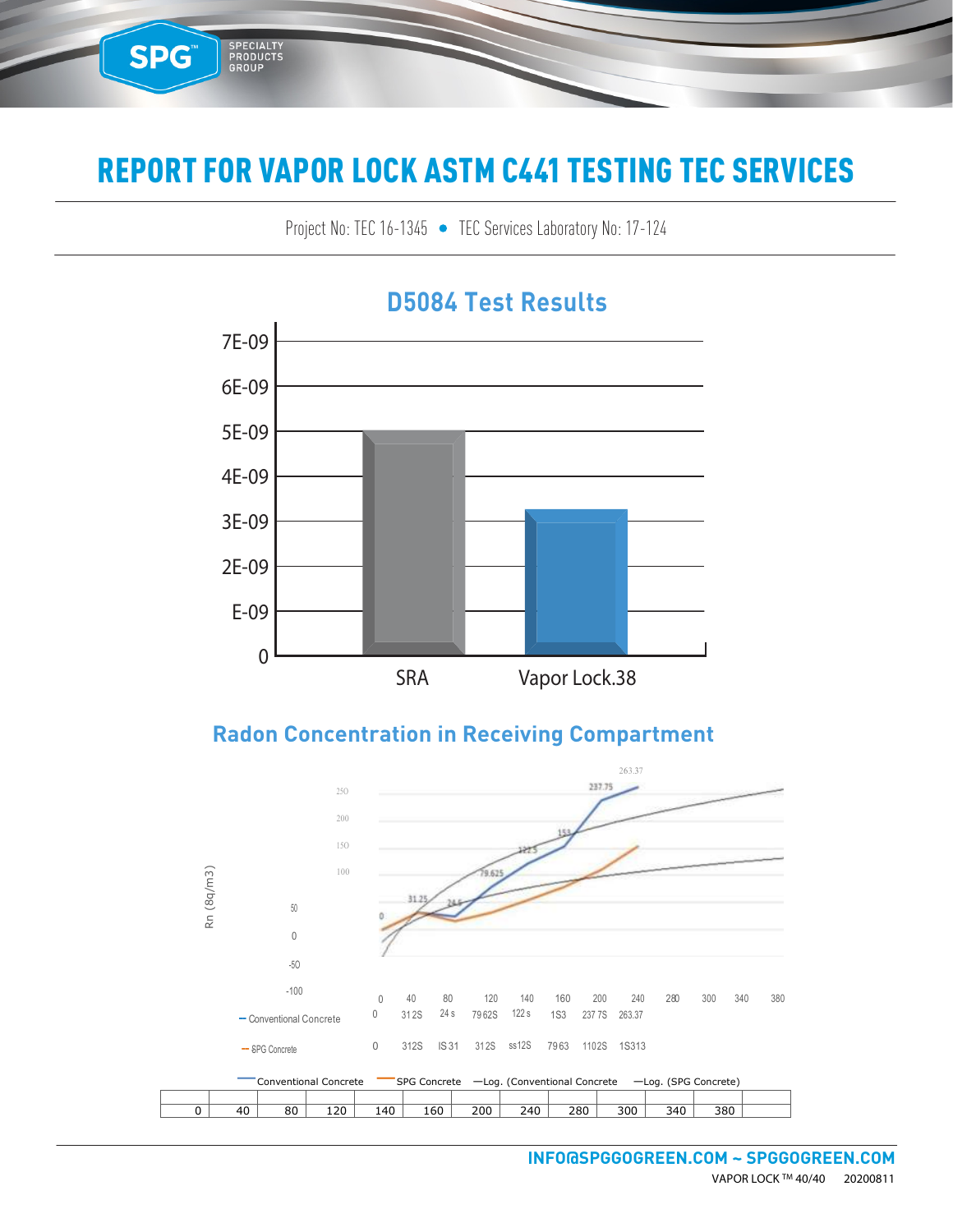# REPORT FOR VAPOR LOCK ASTM C441 TESTING TEC SERVICES

Project No: TEC 16-1345 • TEC Services Laboratory No: 17-124

## D5084 Test Results

7E-09
6E-09
5E-09
4E-09
3E-09
2E-09
E-09
0

SRA
Vapor Lock.38

## Radon Concentration in Receiving Compartment

Rn (8q/m3)

263.37
237.75
153
122.5
79.625
31.25
24.6
0

250
200
150
100
50
0
-50
-100

0 40 80 120 140 160 200 240 280 300 340 380

Conventional Concrete: 0 312S 24 s 7962S 122 s 1S3 237 7S 263.37

SPG Concrete: 0 312S IS 31 312S ss12S 7963 1102S 1S313

Conventional Concrete — SPG Concrete — Log. (Conventional Concrete — Log. (SPG Concrete)

0 40 80 120 140 160 200 240 280 300 340 380

INFO@SPGGOGREEN.COM ~ SPGGOGREEN.COM

VAPOR LOCK ™ 40/40 20200811